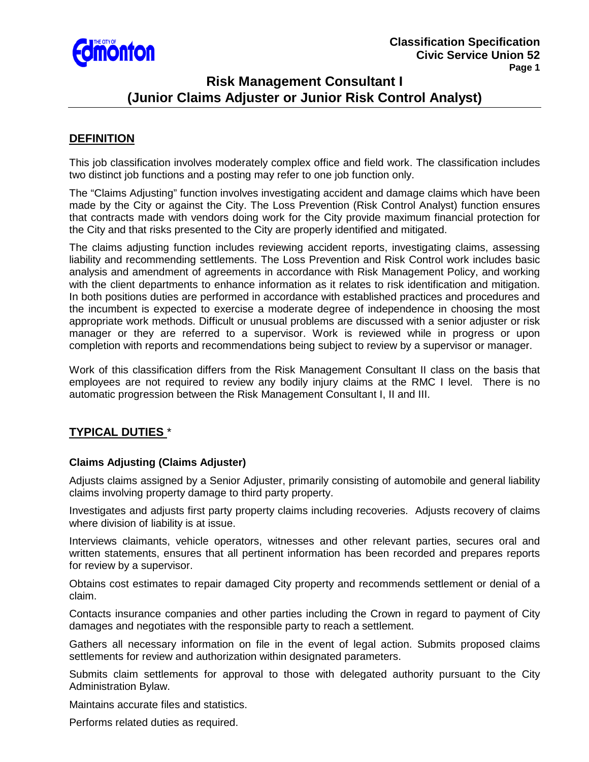# Risk Management Consultant I
# (Junior Claims Adjuster or Junior Risk Control Analyst)

## DEFINITION

This job classification involves moderately complex office and field work. The classification includes two distinct job functions and a posting may refer to one job function only.

The "Claims Adjusting" function involves investigating accident and damage claims which have been made by the City or against the City. The Loss Prevention (Risk Control Analyst) function ensures that contracts made with vendors doing work for the City provide maximum financial protection for the City and that risks presented to the City are properly identified and mitigated.

The claims adjusting function includes reviewing accident reports, investigating claims, assessing liability and recommending settlements. The Loss Prevention and Risk Control work includes basic analysis and amendment of agreements in accordance with Risk Management Policy, and working with the client departments to enhance information as it relates to risk identification and mitigation. In both positions duties are performed in accordance with established practices and procedures and the incumbent is expected to exercise a moderate degree of independence in choosing the most appropriate work methods. Difficult or unusual problems are discussed with a senior adjuster or risk manager or they are referred to a supervisor. Work is reviewed while in progress or upon completion with reports and recommendations being subject to review by a supervisor or manager.

Work of this classification differs from the Risk Management Consultant II class on the basis that employees are not required to review any bodily injury claims at the RMC I level. There is no automatic progression between the Risk Management Consultant I, II and III.

## TYPICAL DUTIES *

### Claims Adjusting (Claims Adjuster)

Adjusts claims assigned by a Senior Adjuster, primarily consisting of automobile and general liability claims involving property damage to third party property.

Investigates and adjusts first party property claims including recoveries. Adjusts recovery of claims where division of liability is at issue.

Interviews claimants, vehicle operators, witnesses and other relevant parties, secures oral and written statements, ensures that all pertinent information has been recorded and prepares reports for review by a supervisor.

Obtains cost estimates to repair damaged City property and recommends settlement or denial of a claim.

Contacts insurance companies and other parties including the Crown in regard to payment of City damages and negotiates with the responsible party to reach a settlement.

Gathers all necessary information on file in the event of legal action. Submits proposed claims settlements for review and authorization within designated parameters.

Submits claim settlements for approval to those with delegated authority pursuant to the City Administration Bylaw.

Maintains accurate files and statistics.

Performs related duties as required.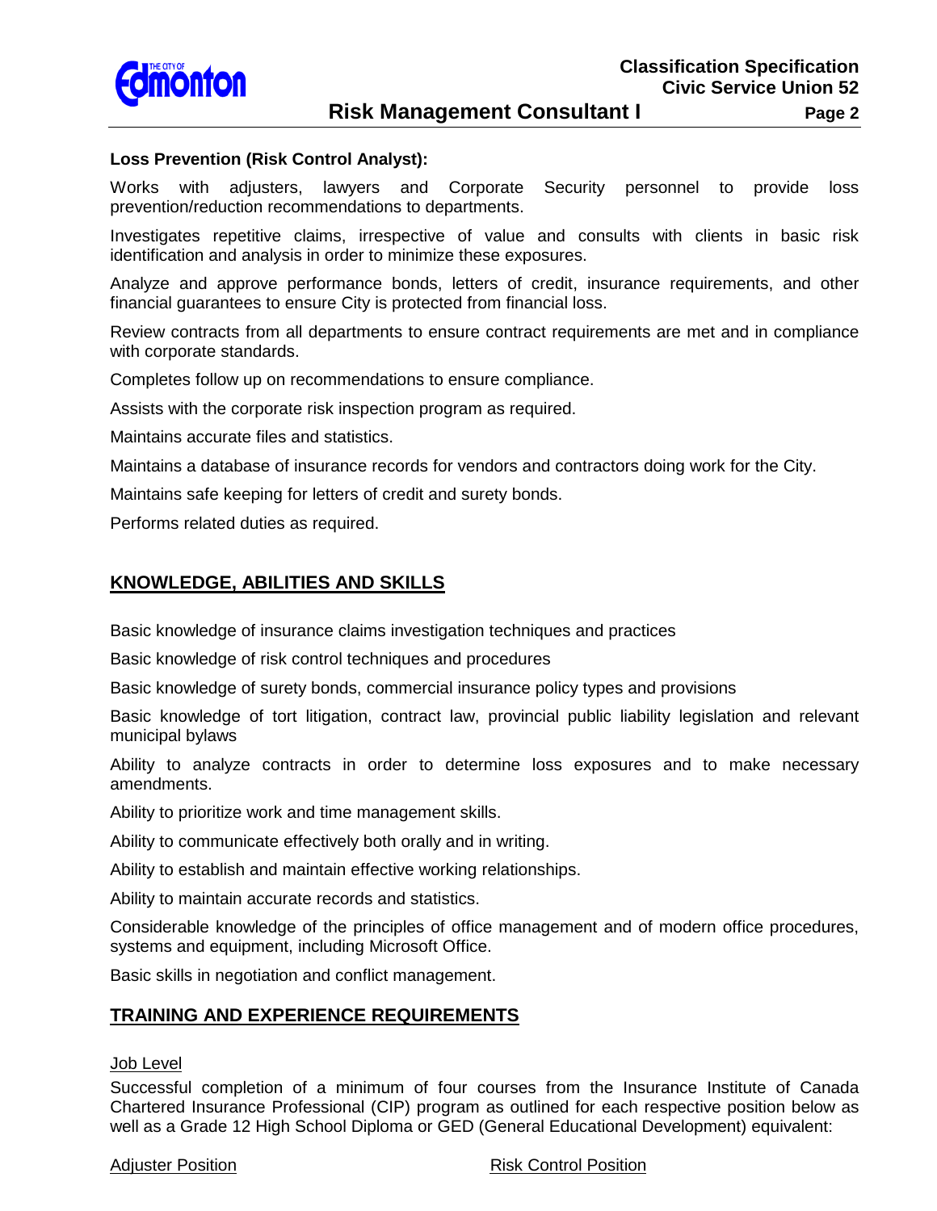**Loss Prevention (Risk Control Analyst):**

Works with adjusters, lawyers and Corporate Security personnel to provide loss prevention/reduction recommendations to departments.

Investigates repetitive claims, irrespective of value and consults with clients in basic risk identification and analysis in order to minimize these exposures.

Analyze and approve performance bonds, letters of credit, insurance requirements, and other financial guarantees to ensure City is protected from financial loss.

Review contracts from all departments to ensure contract requirements are met and in compliance with corporate standards.

Completes follow up on recommendations to ensure compliance.

Assists with the corporate risk inspection program as required.

Maintains accurate files and statistics.

Maintains a database of insurance records for vendors and contractors doing work for the City.

Maintains safe keeping for letters of credit and surety bonds.

Performs related duties as required.

## KNOWLEDGE, ABILITIES AND SKILLS

Basic knowledge of insurance claims investigation techniques and practices

Basic knowledge of risk control techniques and procedures

Basic knowledge of surety bonds, commercial insurance policy types and provisions

Basic knowledge of tort litigation, contract law, provincial public liability legislation and relevant municipal bylaws

Ability to analyze contracts in order to determine loss exposures and to make necessary amendments.

Ability to prioritize work and time management skills.

Ability to communicate effectively both orally and in writing.

Ability to establish and maintain effective working relationships.

Ability to maintain accurate records and statistics.

Considerable knowledge of the principles of office management and of modern office procedures, systems and equipment, including Microsoft Office.

Basic skills in negotiation and conflict management.

## TRAINING AND EXPERIENCE REQUIREMENTS

Job Level

Successful completion of a minimum of four courses from the Insurance Institute of Canada Chartered Insurance Professional (CIP) program as outlined for each respective position below as well as a Grade 12 High School Diploma or GED (General Educational Development) equivalent:

Adjuster Position

Risk Control Position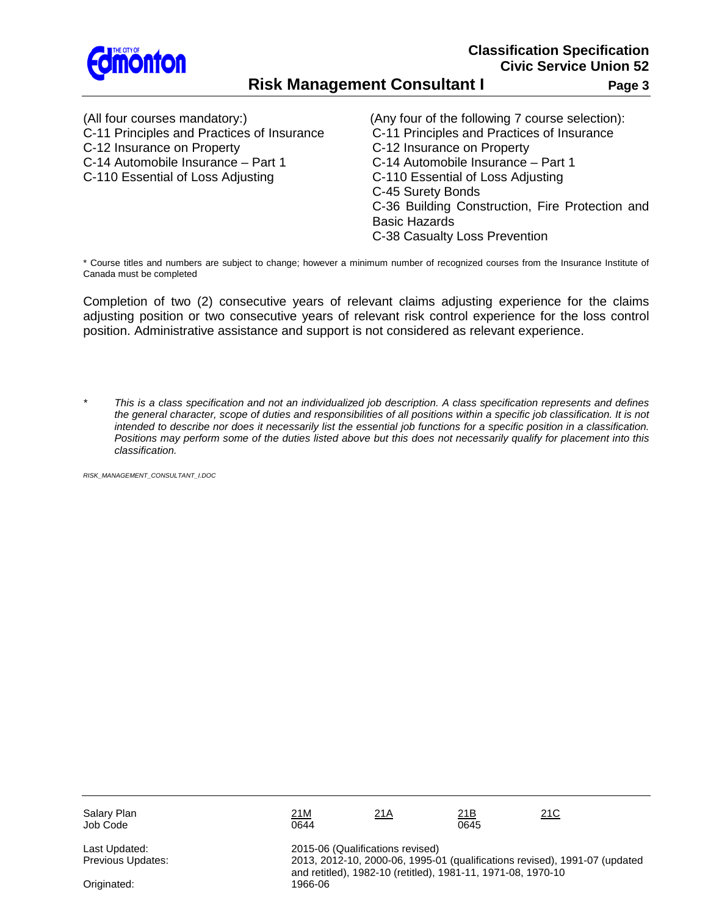(All four courses mandatory:)
C-11 Principles and Practices of Insurance
C-12 Insurance on Property
C-14 Automobile Insurance – Part 1
C-110 Essential of Loss Adjusting

(Any four of the following 7 course selection):
C-11 Principles and Practices of Insurance
C-12 Insurance on Property
C-14 Automobile Insurance – Part 1
C-110 Essential of Loss Adjusting
C-45 Surety Bonds
C-36 Building Construction, Fire Protection and Basic Hazards
C-38 Casualty Loss Prevention

* Course titles and numbers are subject to change; however a minimum number of recognized courses from the Insurance Institute of Canada must be completed

Completion of two (2) consecutive years of relevant claims adjusting experience for the claims adjusting position or two consecutive years of relevant risk control experience for the loss control position. Administrative assistance and support is not considered as relevant experience.

* *This is a class specification and not an individualized job description. A class specification represents and defines the general character, scope of duties and responsibilities of all positions within a specific job classification. It is not intended to describe nor does it necessarily list the essential job functions for a specific position in a classification. Positions may perform some of the duties listed above but this does not necessarily qualify for placement into this classification.*

*RISK_MANAGEMENT_CONSULTANT_I.DOC*

| | | | | |
|---|---|---|---|---|
| Salary Plan | 21M | 21A | 21B | 21C |
| Job Code | 0644 | | 0645 | |

Last Updated: 2015-06 (Qualifications revised)

Previous Updates: 2013, 2012-10, 2000-06, 1995-01 (qualifications revised), 1991-07 (updated and retitled), 1982-10 (retitled), 1981-11, 1971-08, 1970-10

Originated: 1966-06